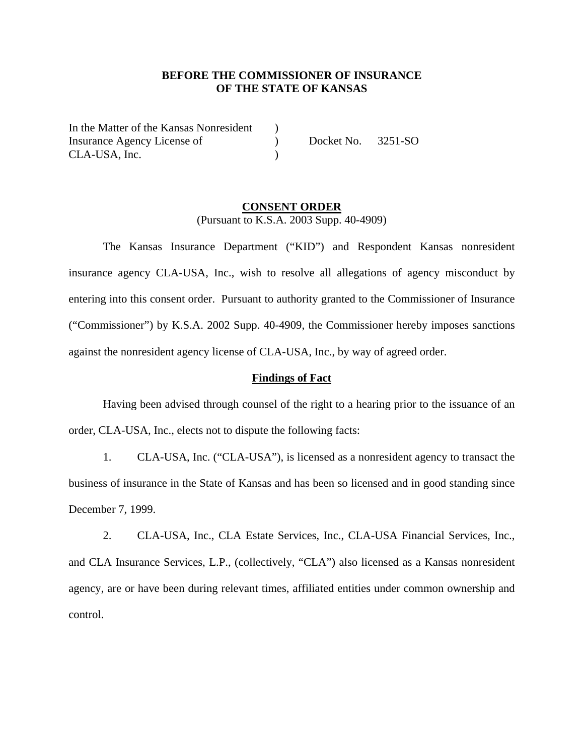**BEFORE THE COMMISSIONER OF INSURANCE**
**OF THE STATE OF KANSAS**

| | | |
|---|---|---|
| In the Matter of the Kansas Nonresident | ) | |
| Insurance Agency License of | ) | Docket No. 3251-SO |
| CLA-USA, Inc. | ) | |

**CONSENT ORDER**
(Pursuant to K.S.A. 2003 Supp. 40-4909)

The Kansas Insurance Department ("KID") and Respondent Kansas nonresident insurance agency CLA-USA, Inc., wish to resolve all allegations of agency misconduct by entering into this consent order. Pursuant to authority granted to the Commissioner of Insurance ("Commissioner") by K.S.A. 2002 Supp. 40-4909, the Commissioner hereby imposes sanctions against the nonresident agency license of CLA-USA, Inc., by way of agreed order.

**Findings of Fact**

Having been advised through counsel of the right to a hearing prior to the issuance of an order, CLA-USA, Inc., elects not to dispute the following facts:

1. CLA-USA, Inc. ("CLA-USA"), is licensed as a nonresident agency to transact the business of insurance in the State of Kansas and has been so licensed and in good standing since December 7, 1999.

2. CLA-USA, Inc., CLA Estate Services, Inc., CLA-USA Financial Services, Inc., and CLA Insurance Services, L.P., (collectively, "CLA") also licensed as a Kansas nonresident agency, are or have been during relevant times, affiliated entities under common ownership and control.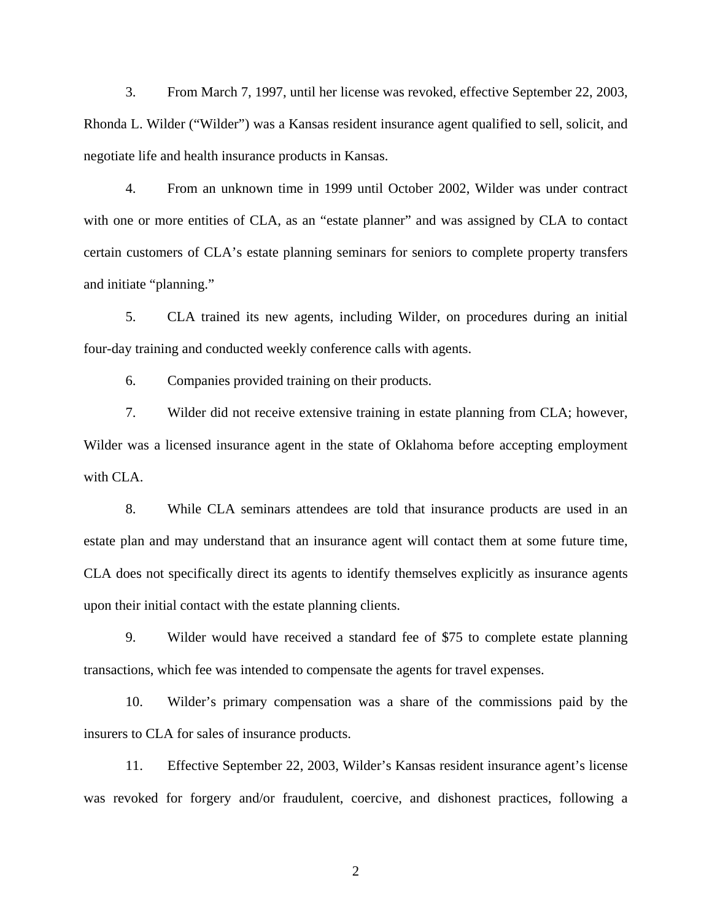3. From March 7, 1997, until her license was revoked, effective September 22, 2003, Rhonda L. Wilder ("Wilder") was a Kansas resident insurance agent qualified to sell, solicit, and negotiate life and health insurance products in Kansas.

4. From an unknown time in 1999 until October 2002, Wilder was under contract with one or more entities of CLA, as an "estate planner" and was assigned by CLA to contact certain customers of CLA's estate planning seminars for seniors to complete property transfers and initiate "planning."

5. CLA trained its new agents, including Wilder, on procedures during an initial four-day training and conducted weekly conference calls with agents.

6. Companies provided training on their products.

7. Wilder did not receive extensive training in estate planning from CLA; however, Wilder was a licensed insurance agent in the state of Oklahoma before accepting employment with CLA.

8. While CLA seminars attendees are told that insurance products are used in an estate plan and may understand that an insurance agent will contact them at some future time, CLA does not specifically direct its agents to identify themselves explicitly as insurance agents upon their initial contact with the estate planning clients.

9. Wilder would have received a standard fee of $75 to complete estate planning transactions, which fee was intended to compensate the agents for travel expenses.

10. Wilder's primary compensation was a share of the commissions paid by the insurers to CLA for sales of insurance products.

11. Effective September 22, 2003, Wilder's Kansas resident insurance agent's license was revoked for forgery and/or fraudulent, coercive, and dishonest practices, following a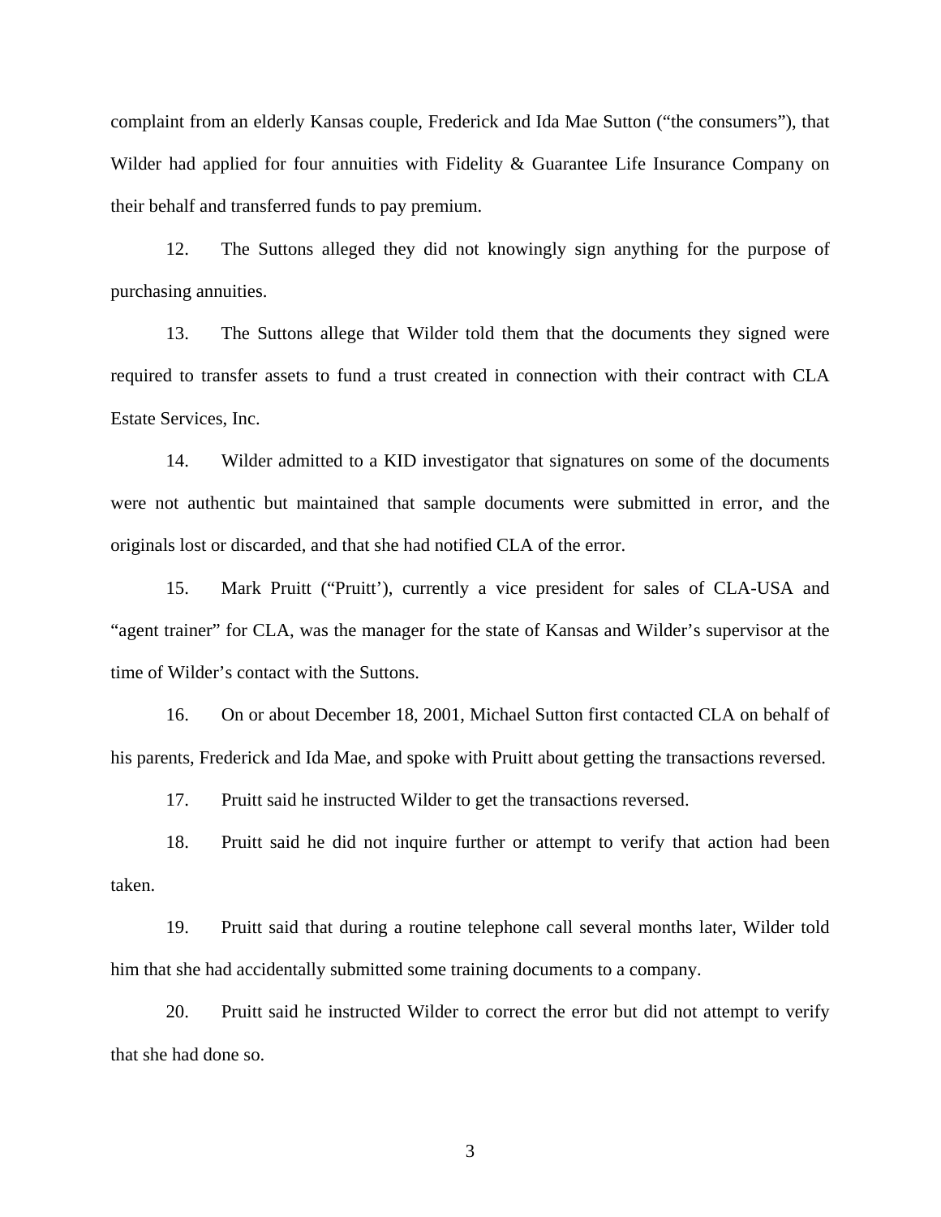complaint from an elderly Kansas couple, Frederick and Ida Mae Sutton ("the consumers"), that Wilder had applied for four annuities with Fidelity & Guarantee Life Insurance Company on their behalf and transferred funds to pay premium.

12. The Suttons alleged they did not knowingly sign anything for the purpose of purchasing annuities.

13. The Suttons allege that Wilder told them that the documents they signed were required to transfer assets to fund a trust created in connection with their contract with CLA Estate Services, Inc.

14. Wilder admitted to a KID investigator that signatures on some of the documents were not authentic but maintained that sample documents were submitted in error, and the originals lost or discarded, and that she had notified CLA of the error.

15. Mark Pruitt ("Pruitt'), currently a vice president for sales of CLA-USA and "agent trainer" for CLA, was the manager for the state of Kansas and Wilder's supervisor at the time of Wilder's contact with the Suttons.

16. On or about December 18, 2001, Michael Sutton first contacted CLA on behalf of his parents, Frederick and Ida Mae, and spoke with Pruitt about getting the transactions reversed.

17. Pruitt said he instructed Wilder to get the transactions reversed.

18. Pruitt said he did not inquire further or attempt to verify that action had been taken.

19. Pruitt said that during a routine telephone call several months later, Wilder told him that she had accidentally submitted some training documents to a company.

20. Pruitt said he instructed Wilder to correct the error but did not attempt to verify that she had done so.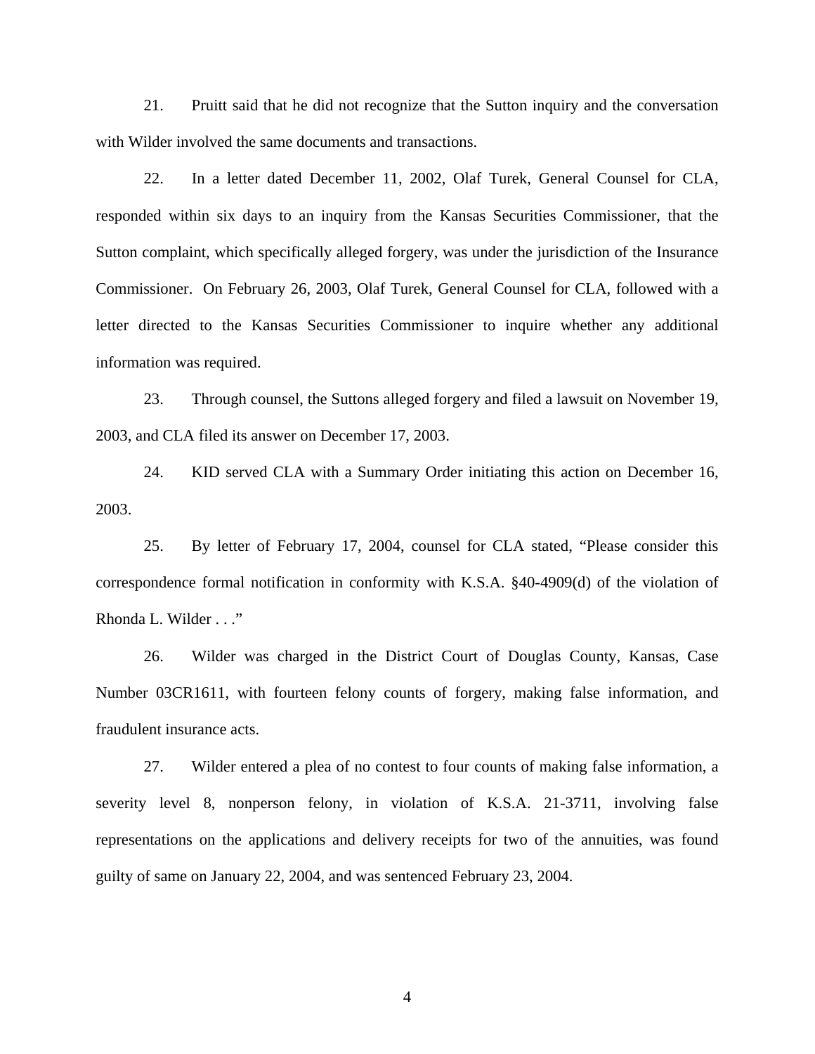21. Pruitt said that he did not recognize that the Sutton inquiry and the conversation with Wilder involved the same documents and transactions.

22. In a letter dated December 11, 2002, Olaf Turek, General Counsel for CLA, responded within six days to an inquiry from the Kansas Securities Commissioner, that the Sutton complaint, which specifically alleged forgery, was under the jurisdiction of the Insurance Commissioner. On February 26, 2003, Olaf Turek, General Counsel for CLA, followed with a letter directed to the Kansas Securities Commissioner to inquire whether any additional information was required.

23. Through counsel, the Suttons alleged forgery and filed a lawsuit on November 19, 2003, and CLA filed its answer on December 17, 2003.

24. KID served CLA with a Summary Order initiating this action on December 16, 2003.

25. By letter of February 17, 2004, counsel for CLA stated, "Please consider this correspondence formal notification in conformity with K.S.A. §40-4909(d) of the violation of Rhonda L. Wilder . . ."

26. Wilder was charged in the District Court of Douglas County, Kansas, Case Number 03CR1611, with fourteen felony counts of forgery, making false information, and fraudulent insurance acts.

27. Wilder entered a plea of no contest to four counts of making false information, a severity level 8, nonperson felony, in violation of K.S.A. 21-3711, involving false representations on the applications and delivery receipts for two of the annuities, was found guilty of same on January 22, 2004, and was sentenced February 23, 2004.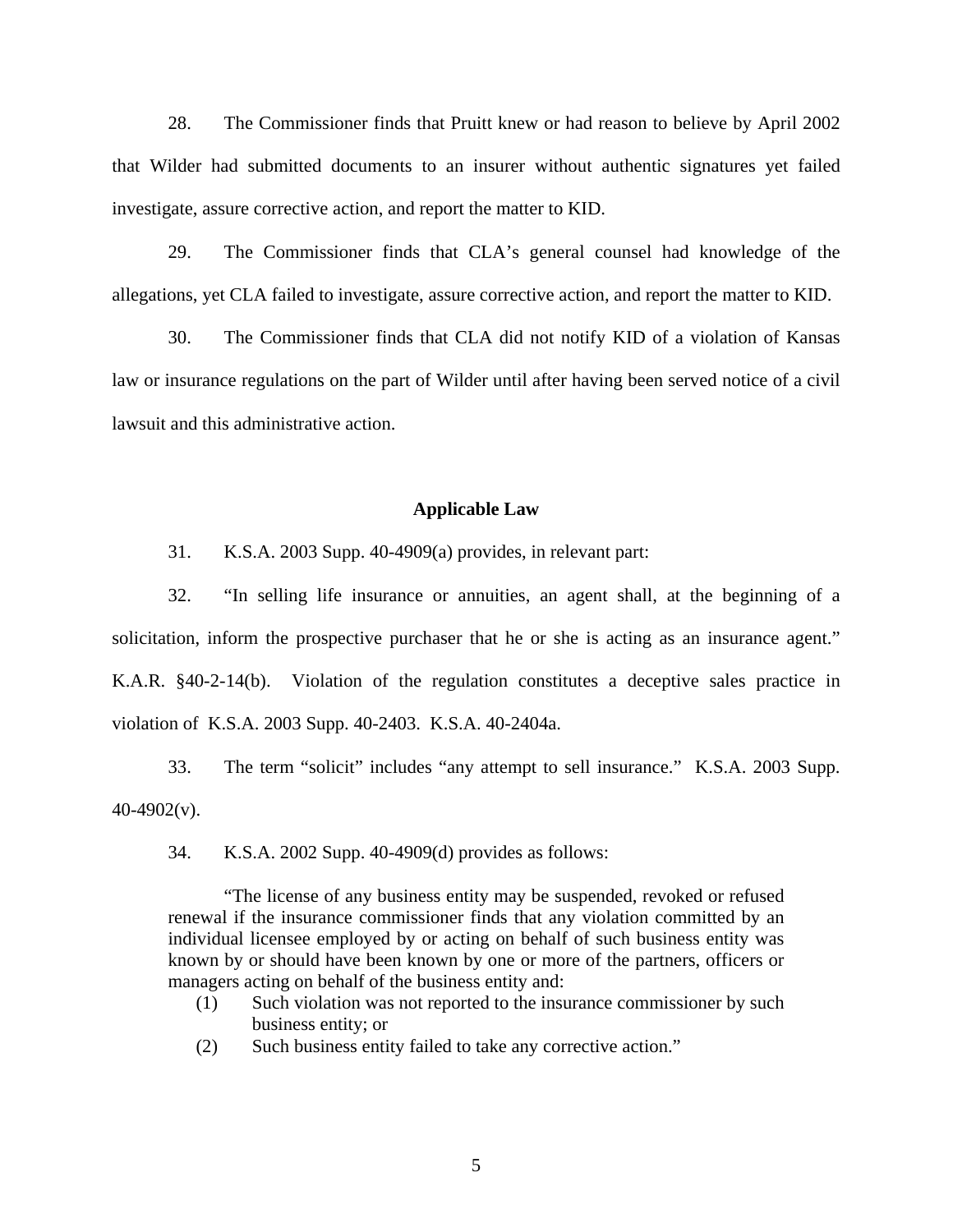28. The Commissioner finds that Pruitt knew or had reason to believe by April 2002 that Wilder had submitted documents to an insurer without authentic signatures yet failed investigate, assure corrective action, and report the matter to KID.

29. The Commissioner finds that CLA's general counsel had knowledge of the allegations, yet CLA failed to investigate, assure corrective action, and report the matter to KID.

30. The Commissioner finds that CLA did not notify KID of a violation of Kansas law or insurance regulations on the part of Wilder until after having been served notice of a civil lawsuit and this administrative action.

## Applicable Law

31. K.S.A. 2003 Supp. 40-4909(a) provides, in relevant part:

32. "In selling life insurance or annuities, an agent shall, at the beginning of a solicitation, inform the prospective purchaser that he or she is acting as an insurance agent." K.A.R. §40-2-14(b). Violation of the regulation constitutes a deceptive sales practice in violation of K.S.A. 2003 Supp. 40-2403. K.S.A. 40-2404a.

33. The term "solicit" includes "any attempt to sell insurance." K.S.A. 2003 Supp. 40-4902(v).

34. K.S.A. 2002 Supp. 40-4909(d) provides as follows:

> "The license of any business entity may be suspended, revoked or refused renewal if the insurance commissioner finds that any violation committed by an individual licensee employed by or acting on behalf of such business entity was known by or should have been known by one or more of the partners, officers or managers acting on behalf of the business entity and:
>
> (1) Such violation was not reported to the insurance commissioner by such business entity; or
>
> (2) Such business entity failed to take any corrective action."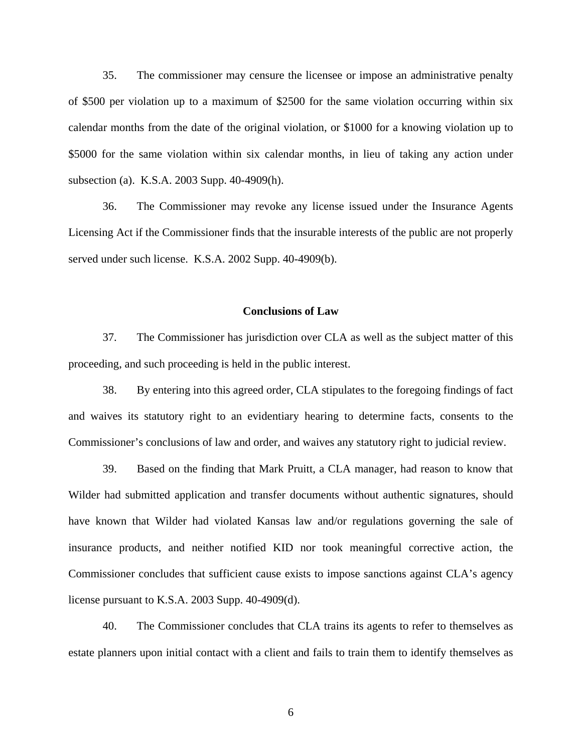35. The commissioner may censure the licensee or impose an administrative penalty of $500 per violation up to a maximum of $2500 for the same violation occurring within six calendar months from the date of the original violation, or $1000 for a knowing violation up to $5000 for the same violation within six calendar months, in lieu of taking any action under subsection (a). K.S.A. 2003 Supp. 40-4909(h).

36. The Commissioner may revoke any license issued under the Insurance Agents Licensing Act if the Commissioner finds that the insurable interests of the public are not properly served under such license. K.S.A. 2002 Supp. 40-4909(b).

## Conclusions of Law

37. The Commissioner has jurisdiction over CLA as well as the subject matter of this proceeding, and such proceeding is held in the public interest.

38. By entering into this agreed order, CLA stipulates to the foregoing findings of fact and waives its statutory right to an evidentiary hearing to determine facts, consents to the Commissioner's conclusions of law and order, and waives any statutory right to judicial review.

39. Based on the finding that Mark Pruitt, a CLA manager, had reason to know that Wilder had submitted application and transfer documents without authentic signatures, should have known that Wilder had violated Kansas law and/or regulations governing the sale of insurance products, and neither notified KID nor took meaningful corrective action, the Commissioner concludes that sufficient cause exists to impose sanctions against CLA's agency license pursuant to K.S.A. 2003 Supp. 40-4909(d).

40. The Commissioner concludes that CLA trains its agents to refer to themselves as estate planners upon initial contact with a client and fails to train them to identify themselves as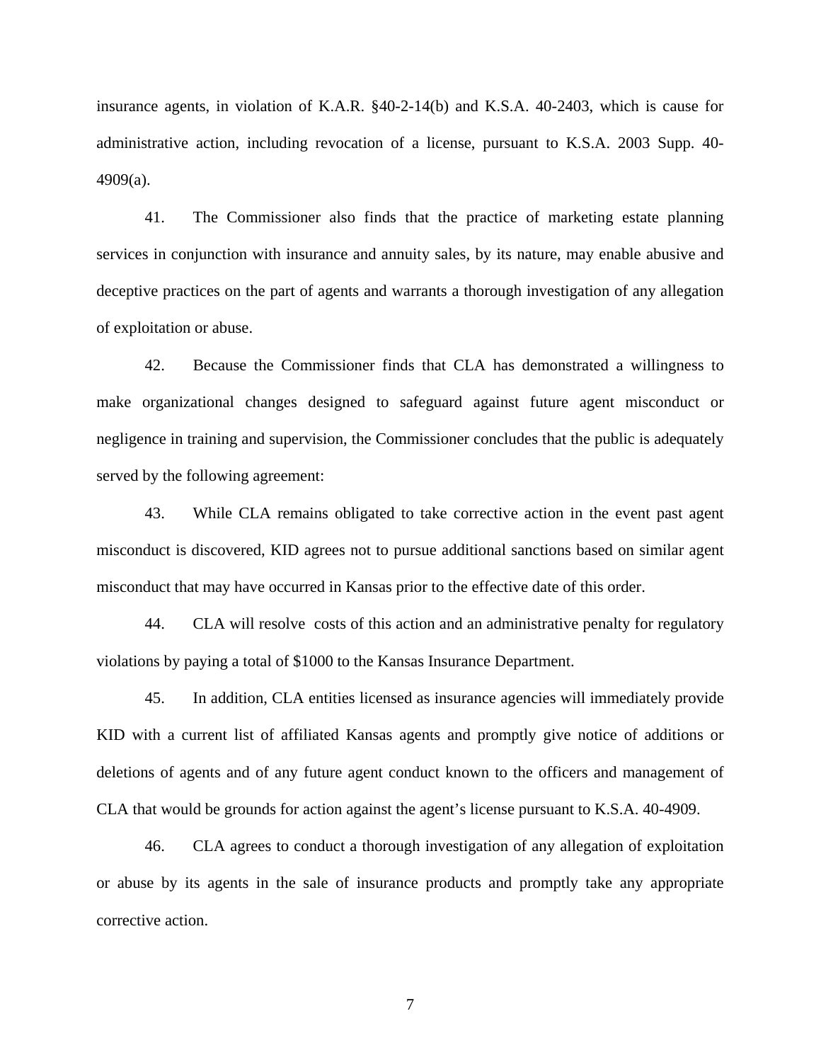insurance agents, in violation of K.A.R. §40-2-14(b) and K.S.A. 40-2403, which is cause for administrative action, including revocation of a license, pursuant to K.S.A. 2003 Supp. 40-4909(a).

41. The Commissioner also finds that the practice of marketing estate planning services in conjunction with insurance and annuity sales, by its nature, may enable abusive and deceptive practices on the part of agents and warrants a thorough investigation of any allegation of exploitation or abuse.

42. Because the Commissioner finds that CLA has demonstrated a willingness to make organizational changes designed to safeguard against future agent misconduct or negligence in training and supervision, the Commissioner concludes that the public is adequately served by the following agreement:

43. While CLA remains obligated to take corrective action in the event past agent misconduct is discovered, KID agrees not to pursue additional sanctions based on similar agent misconduct that may have occurred in Kansas prior to the effective date of this order.

44. CLA will resolve costs of this action and an administrative penalty for regulatory violations by paying a total of $1000 to the Kansas Insurance Department.

45. In addition, CLA entities licensed as insurance agencies will immediately provide KID with a current list of affiliated Kansas agents and promptly give notice of additions or deletions of agents and of any future agent conduct known to the officers and management of CLA that would be grounds for action against the agent's license pursuant to K.S.A. 40-4909.

46. CLA agrees to conduct a thorough investigation of any allegation of exploitation or abuse by its agents in the sale of insurance products and promptly take any appropriate corrective action.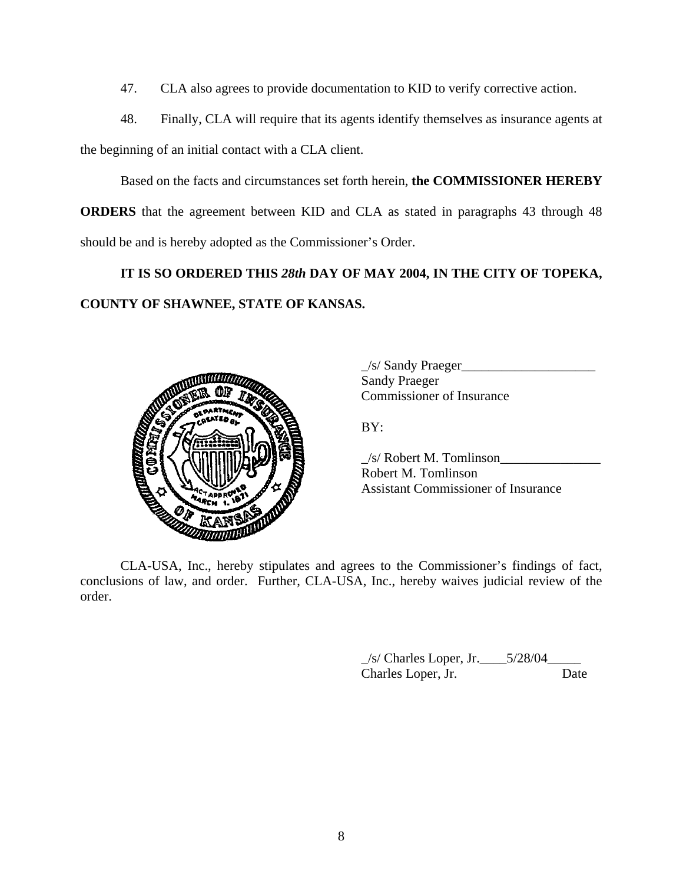47. CLA also agrees to provide documentation to KID to verify corrective action.

48. Finally, CLA will require that its agents identify themselves as insurance agents at the beginning of an initial contact with a CLA client.

Based on the facts and circumstances set forth herein, **the COMMISSIONER HEREBY ORDERS** that the agreement between KID and CLA as stated in paragraphs 43 through 48 should be and is hereby adopted as the Commissioner's Order.

**IT IS SO ORDERED THIS *28th* DAY OF MAY 2004, IN THE CITY OF TOPEKA, COUNTY OF SHAWNEE, STATE OF KANSAS.**

_/s/ Sandy Praeger____________________
Sandy Praeger
Commissioner of Insurance

BY:

_/s/ Robert M. Tomlinson_______________
Robert M. Tomlinson
Assistant Commissioner of Insurance

CLA-USA, Inc., hereby stipulates and agrees to the Commissioner's findings of fact, conclusions of law, and order. Further, CLA-USA, Inc., hereby waives judicial review of the order.

_/s/ Charles Loper, Jr.____5/28/04_____
Charles Loper, Jr. Date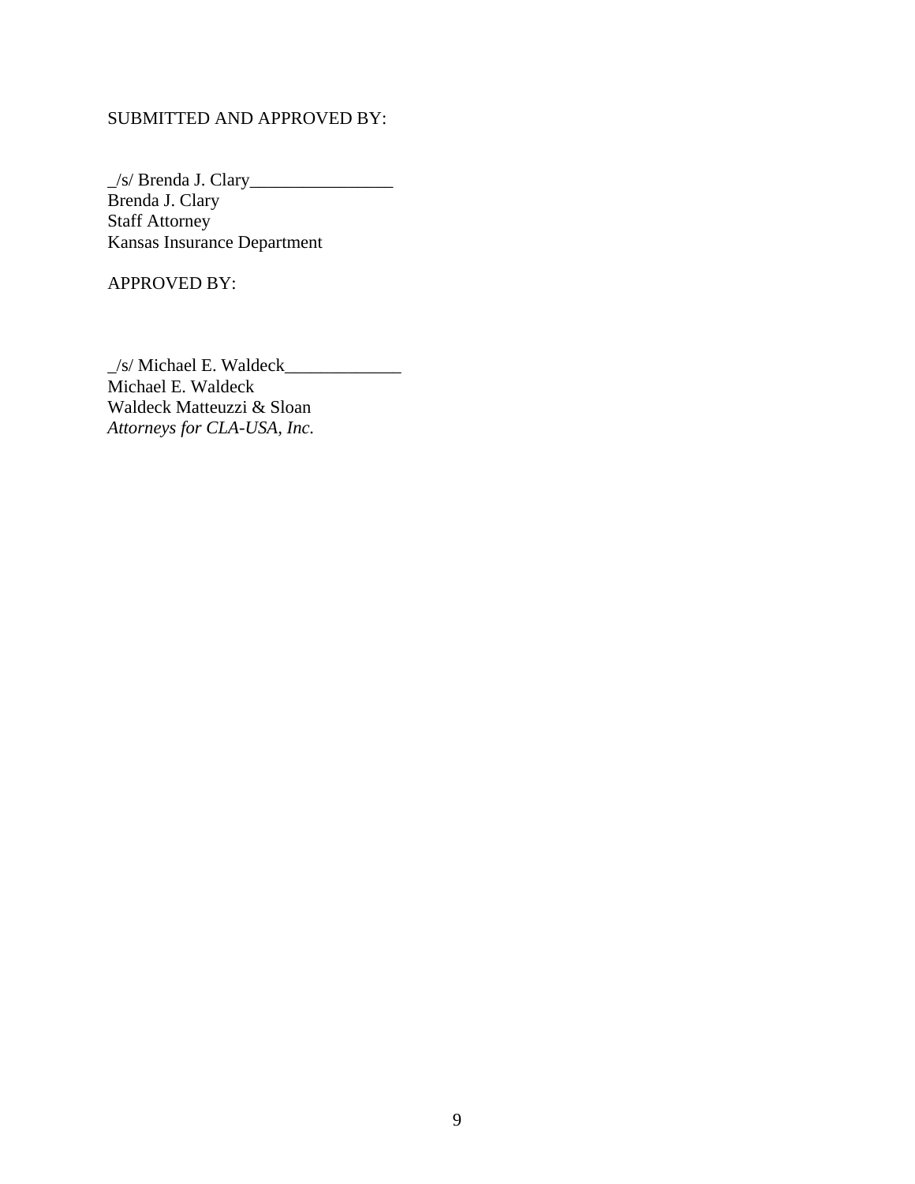SUBMITTED AND APPROVED BY:

_/s/ Brenda J. Clary________________
Brenda J. Clary
Staff Attorney
Kansas Insurance Department

APPROVED BY:

_/s/ Michael E. Waldeck_____________
Michael E. Waldeck
Waldeck Matteuzzi & Sloan
*Attorneys for CLA-USA, Inc.*